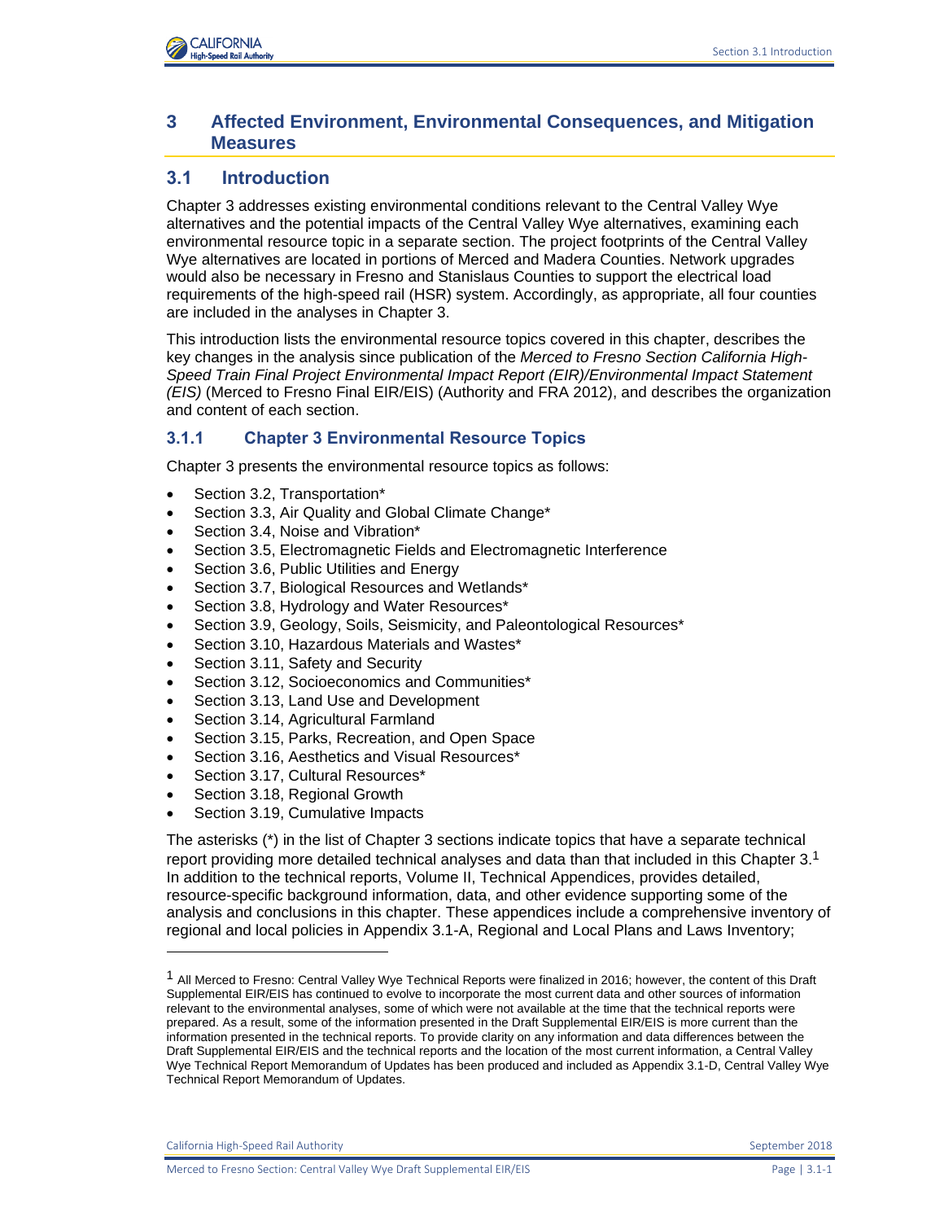# 3 Affected Environment, Environmental Consequences, and Mitigation Measures

## 3.1 Introduction

Chapter 3 addresses existing environmental conditions relevant to the Central Valley Wye alternatives and the potential impacts of the Central Valley Wye alternatives, examining each environmental resource topic in a separate section. The project footprints of the Central Valley Wye alternatives are located in portions of Merced and Madera Counties. Network upgrades would also be necessary in Fresno and Stanislaus Counties to support the electrical load requirements of the high-speed rail (HSR) system. Accordingly, as appropriate, all four counties are included in the analyses in Chapter 3.

This introduction lists the environmental resource topics covered in this chapter, describes the key changes in the analysis since publication of the *Merced to Fresno Section California High-Speed Train Final Project Environmental Impact Report (EIR)/Environmental Impact Statement (EIS)* (Merced to Fresno Final EIR/EIS) (Authority and FRA 2012), and describes the organization and content of each section.

### 3.1.1 Chapter 3 Environmental Resource Topics

Chapter 3 presents the environmental resource topics as follows:

- Section 3.2, Transportation*
- Section 3.3, Air Quality and Global Climate Change*
- Section 3.4, Noise and Vibration*
- Section 3.5, Electromagnetic Fields and Electromagnetic Interference
- Section 3.6, Public Utilities and Energy
- Section 3.7, Biological Resources and Wetlands*
- Section 3.8, Hydrology and Water Resources*
- Section 3.9, Geology, Soils, Seismicity, and Paleontological Resources*
- Section 3.10, Hazardous Materials and Wastes*
- Section 3.11, Safety and Security
- Section 3.12, Socioeconomics and Communities*
- Section 3.13, Land Use and Development
- Section 3.14, Agricultural Farmland
- Section 3.15, Parks, Recreation, and Open Space
- Section 3.16, Aesthetics and Visual Resources*
- Section 3.17, Cultural Resources*
- Section 3.18, Regional Growth
- Section 3.19, Cumulative Impacts

The asterisks (*) in the list of Chapter 3 sections indicate topics that have a separate technical report providing more detailed technical analyses and data than that included in this Chapter 3.[1] In addition to the technical reports, Volume II, Technical Appendices, provides detailed, resource-specific background information, data, and other evidence supporting some of the analysis and conclusions in this chapter. These appendices include a comprehensive inventory of regional and local policies in Appendix 3.1-A, Regional and Local Plans and Laws Inventory;

---

[1] All Merced to Fresno: Central Valley Wye Technical Reports were finalized in 2016; however, the content of this Draft Supplemental EIR/EIS has continued to evolve to incorporate the most current data and other sources of information relevant to the environmental analyses, some of which were not available at the time that the technical reports were prepared. As a result, some of the information presented in the Draft Supplemental EIR/EIS is more current than the information presented in the technical reports. To provide clarity on any information and data differences between the Draft Supplemental EIR/EIS and the technical reports and the location of the most current information, a Central Valley Wye Technical Report Memorandum of Updates has been produced and included as Appendix 3.1-D, Central Valley Wye Technical Report Memorandum of Updates.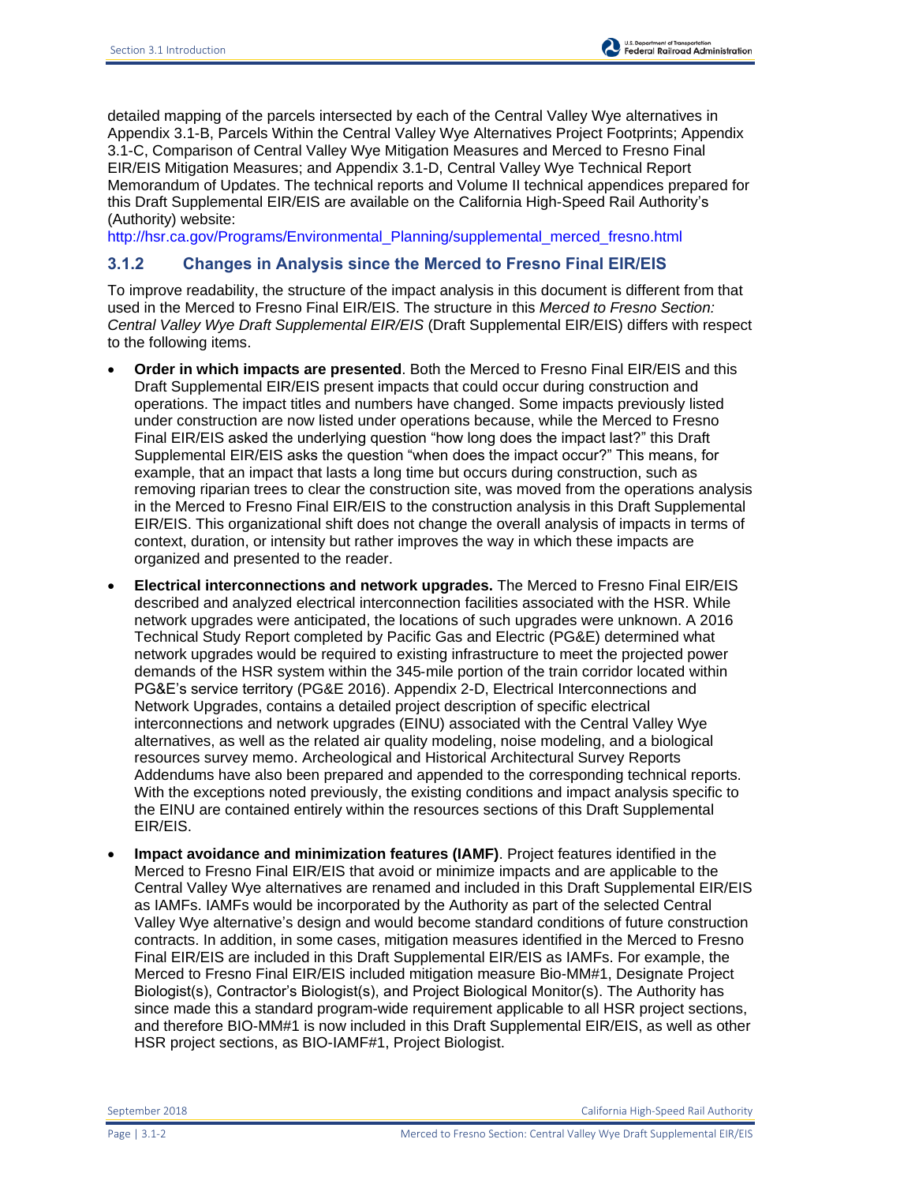detailed mapping of the parcels intersected by each of the Central Valley Wye alternatives in Appendix 3.1-B, Parcels Within the Central Valley Wye Alternatives Project Footprints; Appendix 3.1-C, Comparison of Central Valley Wye Mitigation Measures and Merced to Fresno Final EIR/EIS Mitigation Measures; and Appendix 3.1-D, Central Valley Wye Technical Report Memorandum of Updates. The technical reports and Volume II technical appendices prepared for this Draft Supplemental EIR/EIS are available on the California High-Speed Rail Authority's (Authority) website:
http://hsr.ca.gov/Programs/Environmental_Planning/supplemental_merced_fresno.html

### 3.1.2 Changes in Analysis since the Merced to Fresno Final EIR/EIS

To improve readability, the structure of the impact analysis in this document is different from that used in the Merced to Fresno Final EIR/EIS. The structure in this *Merced to Fresno Section: Central Valley Wye Draft Supplemental EIR/EIS* (Draft Supplemental EIR/EIS) differs with respect to the following items.

- **Order in which impacts are presented**. Both the Merced to Fresno Final EIR/EIS and this Draft Supplemental EIR/EIS present impacts that could occur during construction and operations. The impact titles and numbers have changed. Some impacts previously listed under construction are now listed under operations because, while the Merced to Fresno Final EIR/EIS asked the underlying question "how long does the impact last?" this Draft Supplemental EIR/EIS asks the question "when does the impact occur?" This means, for example, that an impact that lasts a long time but occurs during construction, such as removing riparian trees to clear the construction site, was moved from the operations analysis in the Merced to Fresno Final EIR/EIS to the construction analysis in this Draft Supplemental EIR/EIS. This organizational shift does not change the overall analysis of impacts in terms of context, duration, or intensity but rather improves the way in which these impacts are organized and presented to the reader.
- **Electrical interconnections and network upgrades.** The Merced to Fresno Final EIR/EIS described and analyzed electrical interconnection facilities associated with the HSR. While network upgrades were anticipated, the locations of such upgrades were unknown. A 2016 Technical Study Report completed by Pacific Gas and Electric (PG&E) determined what network upgrades would be required to existing infrastructure to meet the projected power demands of the HSR system within the 345-mile portion of the train corridor located within PG&E's service territory (PG&E 2016). Appendix 2-D, Electrical Interconnections and Network Upgrades, contains a detailed project description of specific electrical interconnections and network upgrades (EINU) associated with the Central Valley Wye alternatives, as well as the related air quality modeling, noise modeling, and a biological resources survey memo. Archeological and Historical Architectural Survey Reports Addendums have also been prepared and appended to the corresponding technical reports. With the exceptions noted previously, the existing conditions and impact analysis specific to the EINU are contained entirely within the resources sections of this Draft Supplemental EIR/EIS.
- **Impact avoidance and minimization features (IAMF)**. Project features identified in the Merced to Fresno Final EIR/EIS that avoid or minimize impacts and are applicable to the Central Valley Wye alternatives are renamed and included in this Draft Supplemental EIR/EIS as IAMFs. IAMFs would be incorporated by the Authority as part of the selected Central Valley Wye alternative's design and would become standard conditions of future construction contracts. In addition, in some cases, mitigation measures identified in the Merced to Fresno Final EIR/EIS are included in this Draft Supplemental EIR/EIS as IAMFs. For example, the Merced to Fresno Final EIR/EIS included mitigation measure Bio-MM#1, Designate Project Biologist(s), Contractor's Biologist(s), and Project Biological Monitor(s). The Authority has since made this a standard program-wide requirement applicable to all HSR project sections, and therefore BIO-MM#1 is now included in this Draft Supplemental EIR/EIS, as well as other HSR project sections, as BIO-IAMF#1, Project Biologist.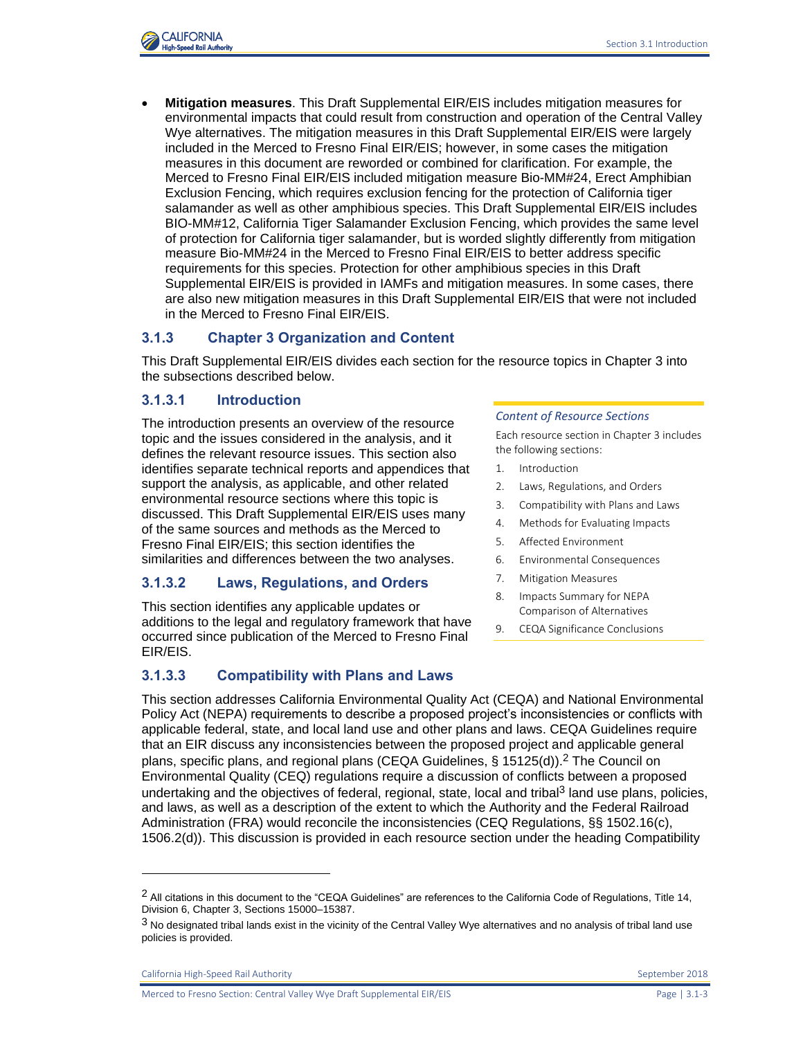- **Mitigation measures**. This Draft Supplemental EIR/EIS includes mitigation measures for environmental impacts that could result from construction and operation of the Central Valley Wye alternatives. The mitigation measures in this Draft Supplemental EIR/EIS were largely included in the Merced to Fresno Final EIR/EIS; however, in some cases the mitigation measures in this document are reworded or combined for clarification. For example, the Merced to Fresno Final EIR/EIS included mitigation measure Bio-MM#24, Erect Amphibian Exclusion Fencing, which requires exclusion fencing for the protection of California tiger salamander as well as other amphibious species. This Draft Supplemental EIR/EIS includes BIO-MM#12, California Tiger Salamander Exclusion Fencing, which provides the same level of protection for California tiger salamander, but is worded slightly differently from mitigation measure Bio-MM#24 in the Merced to Fresno Final EIR/EIS to better address specific requirements for this species. Protection for other amphibious species in this Draft Supplemental EIR/EIS is provided in IAMFs and mitigation measures. In some cases, there are also new mitigation measures in this Draft Supplemental EIR/EIS that were not included in the Merced to Fresno Final EIR/EIS.

### 3.1.3 Chapter 3 Organization and Content

This Draft Supplemental EIR/EIS divides each section for the resource topics in Chapter 3 into the subsections described below.

*Content of Resource Sections*

Each resource section in Chapter 3 includes the following sections:

1. Introduction
2. Laws, Regulations, and Orders
3. Compatibility with Plans and Laws
4. Methods for Evaluating Impacts
5. Affected Environment
6. Environmental Consequences
7. Mitigation Measures
8. Impacts Summary for NEPA Comparison of Alternatives
9. CEQA Significance Conclusions

#### 3.1.3.1 Introduction

The introduction presents an overview of the resource topic and the issues considered in the analysis, and it defines the relevant resource issues. This section also identifies separate technical reports and appendices that support the analysis, as applicable, and other related environmental resource sections where this topic is discussed. This Draft Supplemental EIR/EIS uses many of the same sources and methods as the Merced to Fresno Final EIR/EIS; this section identifies the similarities and differences between the two analyses.

#### 3.1.3.2 Laws, Regulations, and Orders

This section identifies any applicable updates or additions to the legal and regulatory framework that have occurred since publication of the Merced to Fresno Final EIR/EIS.

#### 3.1.3.3 Compatibility with Plans and Laws

This section addresses California Environmental Quality Act (CEQA) and National Environmental Policy Act (NEPA) requirements to describe a proposed project's inconsistencies or conflicts with applicable federal, state, and local land use and other plans and laws. CEQA Guidelines require that an EIR discuss any inconsistencies between the proposed project and applicable general plans, specific plans, and regional plans (CEQA Guidelines, § 15125(d)).[2] The Council on Environmental Quality (CEQ) regulations require a discussion of conflicts between a proposed undertaking and the objectives of federal, regional, state, local and tribal[3] land use plans, policies, and laws, as well as a description of the extent to which the Authority and the Federal Railroad Administration (FRA) would reconcile the inconsistencies (CEQ Regulations, §§ 1502.16(c), 1506.2(d)). This discussion is provided in each resource section under the heading Compatibility

---

[2] All citations in this document to the "CEQA Guidelines" are references to the California Code of Regulations, Title 14, Division 6, Chapter 3, Sections 15000–15387.

[3] No designated tribal lands exist in the vicinity of the Central Valley Wye alternatives and no analysis of tribal land use policies is provided.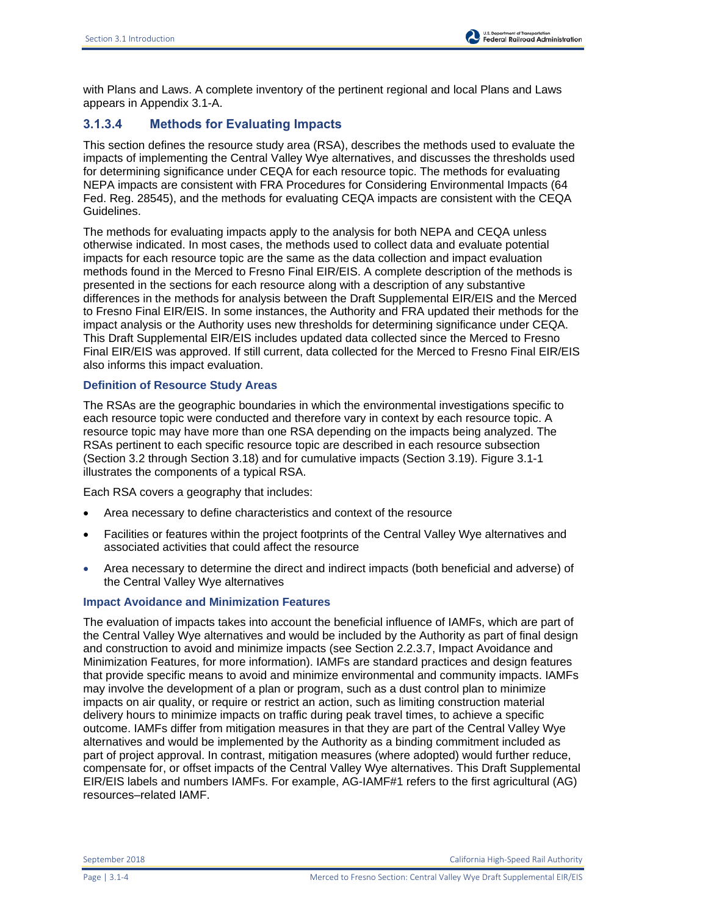with Plans and Laws. A complete inventory of the pertinent regional and local Plans and Laws appears in Appendix 3.1-A.

### 3.1.3.4 Methods for Evaluating Impacts

This section defines the resource study area (RSA), describes the methods used to evaluate the impacts of implementing the Central Valley Wye alternatives, and discusses the thresholds used for determining significance under CEQA for each resource topic. The methods for evaluating NEPA impacts are consistent with FRA Procedures for Considering Environmental Impacts (64 Fed. Reg. 28545), and the methods for evaluating CEQA impacts are consistent with the CEQA Guidelines.

The methods for evaluating impacts apply to the analysis for both NEPA and CEQA unless otherwise indicated. In most cases, the methods used to collect data and evaluate potential impacts for each resource topic are the same as the data collection and impact evaluation methods found in the Merced to Fresno Final EIR/EIS. A complete description of the methods is presented in the sections for each resource along with a description of any substantive differences in the methods for analysis between the Draft Supplemental EIR/EIS and the Merced to Fresno Final EIR/EIS. In some instances, the Authority and FRA updated their methods for the impact analysis or the Authority uses new thresholds for determining significance under CEQA. This Draft Supplemental EIR/EIS includes updated data collected since the Merced to Fresno Final EIR/EIS was approved. If still current, data collected for the Merced to Fresno Final EIR/EIS also informs this impact evaluation.

#### Definition of Resource Study Areas

The RSAs are the geographic boundaries in which the environmental investigations specific to each resource topic were conducted and therefore vary in context by each resource topic. A resource topic may have more than one RSA depending on the impacts being analyzed. The RSAs pertinent to each specific resource topic are described in each resource subsection (Section 3.2 through Section 3.18) and for cumulative impacts (Section 3.19). Figure 3.1-1 illustrates the components of a typical RSA.

Each RSA covers a geography that includes:

- Area necessary to define characteristics and context of the resource
- Facilities or features within the project footprints of the Central Valley Wye alternatives and associated activities that could affect the resource
- Area necessary to determine the direct and indirect impacts (both beneficial and adverse) of the Central Valley Wye alternatives

#### Impact Avoidance and Minimization Features

The evaluation of impacts takes into account the beneficial influence of IAMFs, which are part of the Central Valley Wye alternatives and would be included by the Authority as part of final design and construction to avoid and minimize impacts (see Section 2.2.3.7, Impact Avoidance and Minimization Features, for more information). IAMFs are standard practices and design features that provide specific means to avoid and minimize environmental and community impacts. IAMFs may involve the development of a plan or program, such as a dust control plan to minimize impacts on air quality, or require or restrict an action, such as limiting construction material delivery hours to minimize impacts on traffic during peak travel times, to achieve a specific outcome. IAMFs differ from mitigation measures in that they are part of the Central Valley Wye alternatives and would be implemented by the Authority as a binding commitment included as part of project approval. In contrast, mitigation measures (where adopted) would further reduce, compensate for, or offset impacts of the Central Valley Wye alternatives. This Draft Supplemental EIR/EIS labels and numbers IAMFs. For example, AG-IAMF#1 refers to the first agricultural (AG) resources–related IAMF.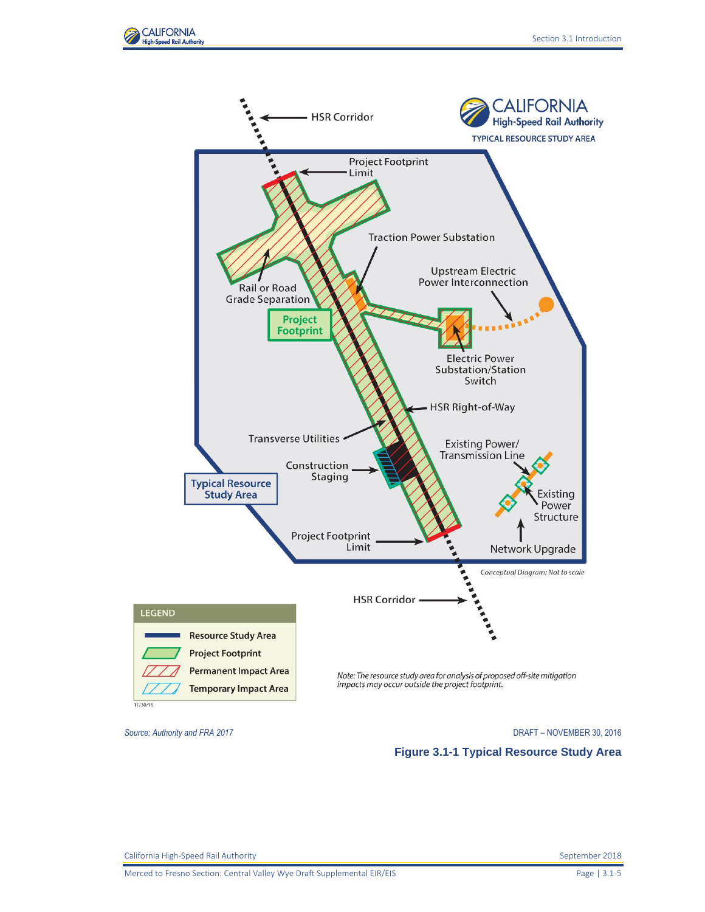HSR Corridor

**CALIFORNIA High-Speed Rail Authority**

TYPICAL RESOURCE STUDY AREA

Project Footprint Limit

Traction Power Substation

Upstream Electric Power Interconnection

Rail or Road Grade Separation

Project Footprint

Electric Power Substation/Station Switch

HSR Right-of-Way

Transverse Utilities

Existing Power/ Transmission Line

Construction Staging

Typical Resource Study Area

Existing Power Structure

Project Footprint Limit

Network Upgrade

*Conceptual Diagram; Not to scale*

HSR Corridor

| LEGEND |
| --- |
| Resource Study Area |
| Project Footprint |
| Permanent Impact Area |
| Temporary Impact Area |

11/30/16

*Note: The resource study area for analysis of proposed off-site mitigation impacts may occur outside the project footprint.*

*Source: Authority and FRA 2017*

DRAFT – NOVEMBER 30, 2016

**Figure 3.1-1 Typical Resource Study Area**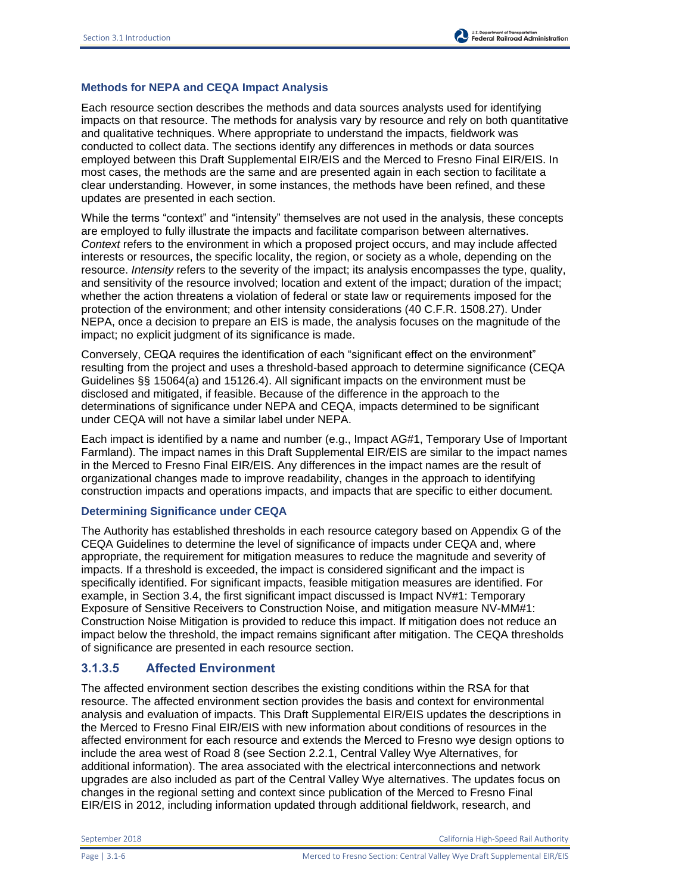### Methods for NEPA and CEQA Impact Analysis

Each resource section describes the methods and data sources analysts used for identifying impacts on that resource. The methods for analysis vary by resource and rely on both quantitative and qualitative techniques. Where appropriate to understand the impacts, fieldwork was conducted to collect data. The sections identify any differences in methods or data sources employed between this Draft Supplemental EIR/EIS and the Merced to Fresno Final EIR/EIS. In most cases, the methods are the same and are presented again in each section to facilitate a clear understanding. However, in some instances, the methods have been refined, and these updates are presented in each section.

While the terms "context" and "intensity" themselves are not used in the analysis, these concepts are employed to fully illustrate the impacts and facilitate comparison between alternatives. *Context* refers to the environment in which a proposed project occurs, and may include affected interests or resources, the specific locality, the region, or society as a whole, depending on the resource. *Intensity* refers to the severity of the impact; its analysis encompasses the type, quality, and sensitivity of the resource involved; location and extent of the impact; duration of the impact; whether the action threatens a violation of federal or state law or requirements imposed for the protection of the environment; and other intensity considerations (40 C.F.R. 1508.27). Under NEPA, once a decision to prepare an EIS is made, the analysis focuses on the magnitude of the impact; no explicit judgment of its significance is made.

Conversely, CEQA requires the identification of each "significant effect on the environment" resulting from the project and uses a threshold-based approach to determine significance (CEQA Guidelines §§ 15064(a) and 15126.4). All significant impacts on the environment must be disclosed and mitigated, if feasible. Because of the difference in the approach to the determinations of significance under NEPA and CEQA, impacts determined to be significant under CEQA will not have a similar label under NEPA.

Each impact is identified by a name and number (e.g., Impact AG#1, Temporary Use of Important Farmland). The impact names in this Draft Supplemental EIR/EIS are similar to the impact names in the Merced to Fresno Final EIR/EIS. Any differences in the impact names are the result of organizational changes made to improve readability, changes in the approach to identifying construction impacts and operations impacts, and impacts that are specific to either document.

### Determining Significance under CEQA

The Authority has established thresholds in each resource category based on Appendix G of the CEQA Guidelines to determine the level of significance of impacts under CEQA and, where appropriate, the requirement for mitigation measures to reduce the magnitude and severity of impacts. If a threshold is exceeded, the impact is considered significant and the impact is specifically identified. For significant impacts, feasible mitigation measures are identified. For example, in Section 3.4, the first significant impact discussed is Impact NV#1: Temporary Exposure of Sensitive Receivers to Construction Noise, and mitigation measure NV-MM#1: Construction Noise Mitigation is provided to reduce this impact. If mitigation does not reduce an impact below the threshold, the impact remains significant after mitigation. The CEQA thresholds of significance are presented in each resource section.

## 3.1.3.5 Affected Environment

The affected environment section describes the existing conditions within the RSA for that resource. The affected environment section provides the basis and context for environmental analysis and evaluation of impacts. This Draft Supplemental EIR/EIS updates the descriptions in the Merced to Fresno Final EIR/EIS with new information about conditions of resources in the affected environment for each resource and extends the Merced to Fresno wye design options to include the area west of Road 8 (see Section 2.2.1, Central Valley Wye Alternatives, for additional information). The area associated with the electrical interconnections and network upgrades are also included as part of the Central Valley Wye alternatives. The updates focus on changes in the regional setting and context since publication of the Merced to Fresno Final EIR/EIS in 2012, including information updated through additional fieldwork, research, and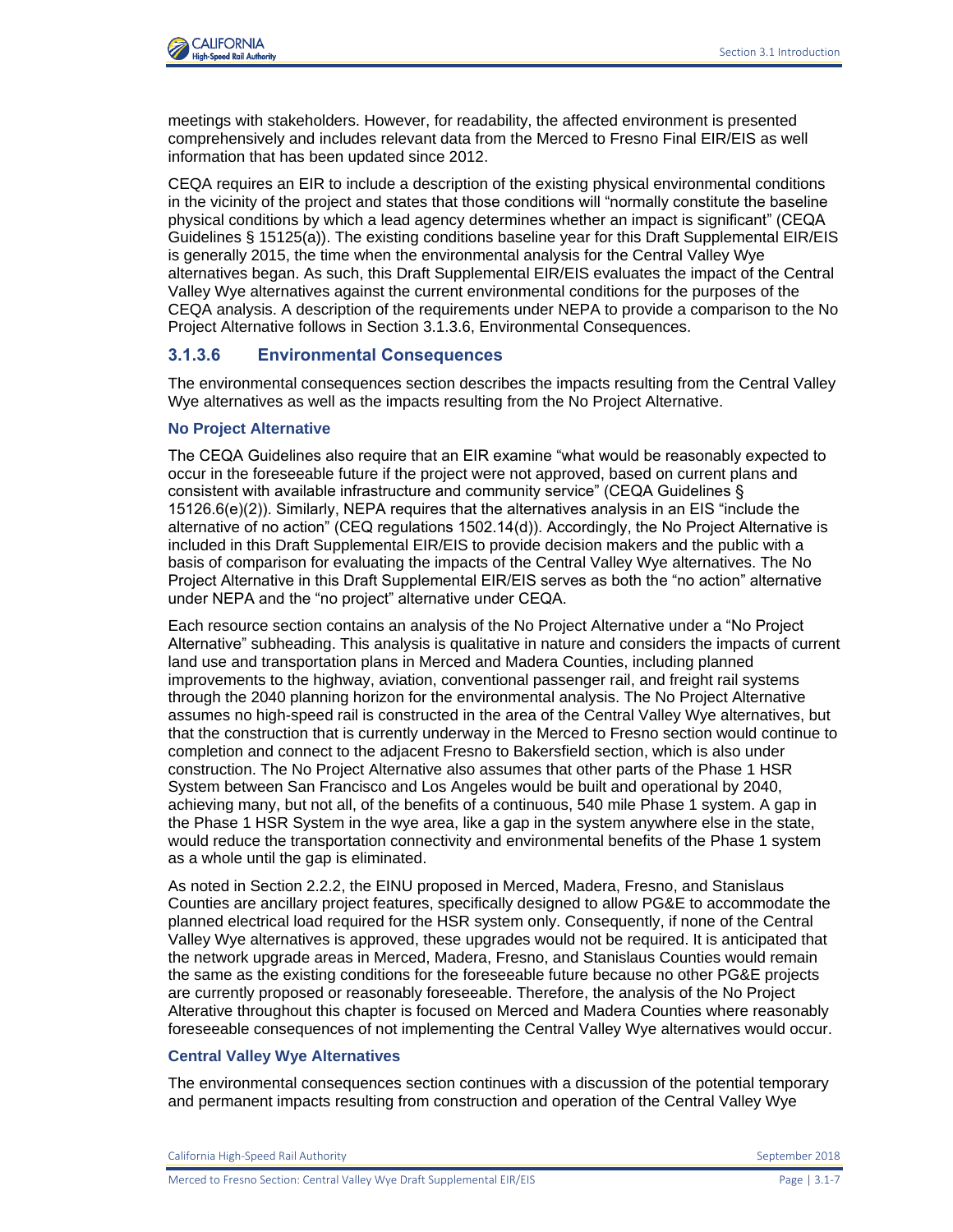meetings with stakeholders. However, for readability, the affected environment is presented comprehensively and includes relevant data from the Merced to Fresno Final EIR/EIS as well information that has been updated since 2012.

CEQA requires an EIR to include a description of the existing physical environmental conditions in the vicinity of the project and states that those conditions will "normally constitute the baseline physical conditions by which a lead agency determines whether an impact is significant" (CEQA Guidelines § 15125(a)). The existing conditions baseline year for this Draft Supplemental EIR/EIS is generally 2015, the time when the environmental analysis for the Central Valley Wye alternatives began. As such, this Draft Supplemental EIR/EIS evaluates the impact of the Central Valley Wye alternatives against the current environmental conditions for the purposes of the CEQA analysis. A description of the requirements under NEPA to provide a comparison to the No Project Alternative follows in Section 3.1.3.6, Environmental Consequences.

### 3.1.3.6 Environmental Consequences

The environmental consequences section describes the impacts resulting from the Central Valley Wye alternatives as well as the impacts resulting from the No Project Alternative.

#### No Project Alternative

The CEQA Guidelines also require that an EIR examine "what would be reasonably expected to occur in the foreseeable future if the project were not approved, based on current plans and consistent with available infrastructure and community service" (CEQA Guidelines § 15126.6(e)(2)). Similarly, NEPA requires that the alternatives analysis in an EIS "include the alternative of no action" (CEQ regulations 1502.14(d)). Accordingly, the No Project Alternative is included in this Draft Supplemental EIR/EIS to provide decision makers and the public with a basis of comparison for evaluating the impacts of the Central Valley Wye alternatives. The No Project Alternative in this Draft Supplemental EIR/EIS serves as both the "no action" alternative under NEPA and the "no project" alternative under CEQA.

Each resource section contains an analysis of the No Project Alternative under a "No Project Alternative" subheading. This analysis is qualitative in nature and considers the impacts of current land use and transportation plans in Merced and Madera Counties, including planned improvements to the highway, aviation, conventional passenger rail, and freight rail systems through the 2040 planning horizon for the environmental analysis. The No Project Alternative assumes no high-speed rail is constructed in the area of the Central Valley Wye alternatives, but that the construction that is currently underway in the Merced to Fresno section would continue to completion and connect to the adjacent Fresno to Bakersfield section, which is also under construction. The No Project Alternative also assumes that other parts of the Phase 1 HSR System between San Francisco and Los Angeles would be built and operational by 2040, achieving many, but not all, of the benefits of a continuous, 540 mile Phase 1 system. A gap in the Phase 1 HSR System in the wye area, like a gap in the system anywhere else in the state, would reduce the transportation connectivity and environmental benefits of the Phase 1 system as a whole until the gap is eliminated.

As noted in Section 2.2.2, the EINU proposed in Merced, Madera, Fresno, and Stanislaus Counties are ancillary project features, specifically designed to allow PG&E to accommodate the planned electrical load required for the HSR system only. Consequently, if none of the Central Valley Wye alternatives is approved, these upgrades would not be required. It is anticipated that the network upgrade areas in Merced, Madera, Fresno, and Stanislaus Counties would remain the same as the existing conditions for the foreseeable future because no other PG&E projects are currently proposed or reasonably foreseeable. Therefore, the analysis of the No Project Alterative throughout this chapter is focused on Merced and Madera Counties where reasonably foreseeable consequences of not implementing the Central Valley Wye alternatives would occur.

#### Central Valley Wye Alternatives

The environmental consequences section continues with a discussion of the potential temporary and permanent impacts resulting from construction and operation of the Central Valley Wye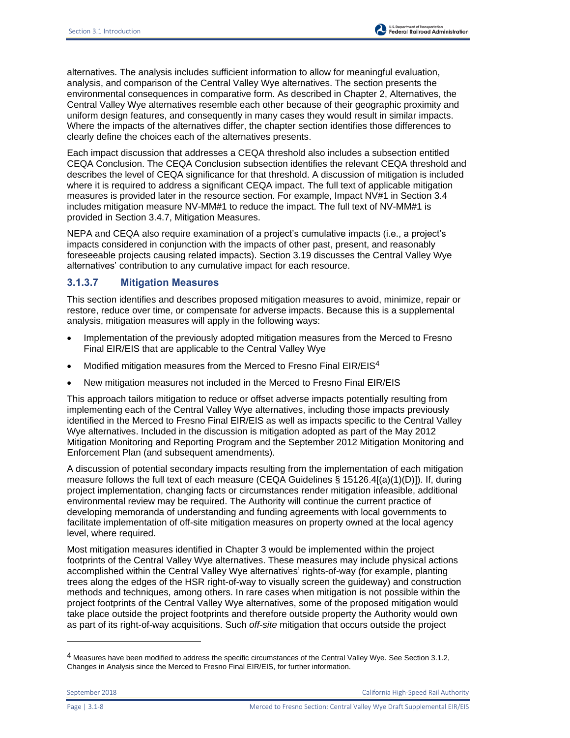alternatives. The analysis includes sufficient information to allow for meaningful evaluation, analysis, and comparison of the Central Valley Wye alternatives. The section presents the environmental consequences in comparative form. As described in Chapter 2, Alternatives, the Central Valley Wye alternatives resemble each other because of their geographic proximity and uniform design features, and consequently in many cases they would result in similar impacts. Where the impacts of the alternatives differ, the chapter section identifies those differences to clearly define the choices each of the alternatives presents.

Each impact discussion that addresses a CEQA threshold also includes a subsection entitled CEQA Conclusion. The CEQA Conclusion subsection identifies the relevant CEQA threshold and describes the level of CEQA significance for that threshold. A discussion of mitigation is included where it is required to address a significant CEQA impact. The full text of applicable mitigation measures is provided later in the resource section. For example, Impact NV#1 in Section 3.4 includes mitigation measure NV-MM#1 to reduce the impact. The full text of NV-MM#1 is provided in Section 3.4.7, Mitigation Measures.

NEPA and CEQA also require examination of a project's cumulative impacts (i.e., a project's impacts considered in conjunction with the impacts of other past, present, and reasonably foreseeable projects causing related impacts). Section 3.19 discusses the Central Valley Wye alternatives' contribution to any cumulative impact for each resource.

### 3.1.3.7 Mitigation Measures

This section identifies and describes proposed mitigation measures to avoid, minimize, repair or restore, reduce over time, or compensate for adverse impacts. Because this is a supplemental analysis, mitigation measures will apply in the following ways:

- Implementation of the previously adopted mitigation measures from the Merced to Fresno Final EIR/EIS that are applicable to the Central Valley Wye
- Modified mitigation measures from the Merced to Fresno Final EIR/EIS[4]
- New mitigation measures not included in the Merced to Fresno Final EIR/EIS

This approach tailors mitigation to reduce or offset adverse impacts potentially resulting from implementing each of the Central Valley Wye alternatives, including those impacts previously identified in the Merced to Fresno Final EIR/EIS as well as impacts specific to the Central Valley Wye alternatives. Included in the discussion is mitigation adopted as part of the May 2012 Mitigation Monitoring and Reporting Program and the September 2012 Mitigation Monitoring and Enforcement Plan (and subsequent amendments).

A discussion of potential secondary impacts resulting from the implementation of each mitigation measure follows the full text of each measure (CEQA Guidelines § 15126.4[(a)(1)(D)]). If, during project implementation, changing facts or circumstances render mitigation infeasible, additional environmental review may be required. The Authority will continue the current practice of developing memoranda of understanding and funding agreements with local governments to facilitate implementation of off-site mitigation measures on property owned at the local agency level, where required.

Most mitigation measures identified in Chapter 3 would be implemented within the project footprints of the Central Valley Wye alternatives. These measures may include physical actions accomplished within the Central Valley Wye alternatives' rights-of-way (for example, planting trees along the edges of the HSR right-of-way to visually screen the guideway) and construction methods and techniques, among others. In rare cases when mitigation is not possible within the project footprints of the Central Valley Wye alternatives, some of the proposed mitigation would take place outside the project footprints and therefore outside property the Authority would own as part of its right-of-way acquisitions. Such *off-site* mitigation that occurs outside the project

---

[4] Measures have been modified to address the specific circumstances of the Central Valley Wye. See Section 3.1.2, Changes in Analysis since the Merced to Fresno Final EIR/EIS, for further information.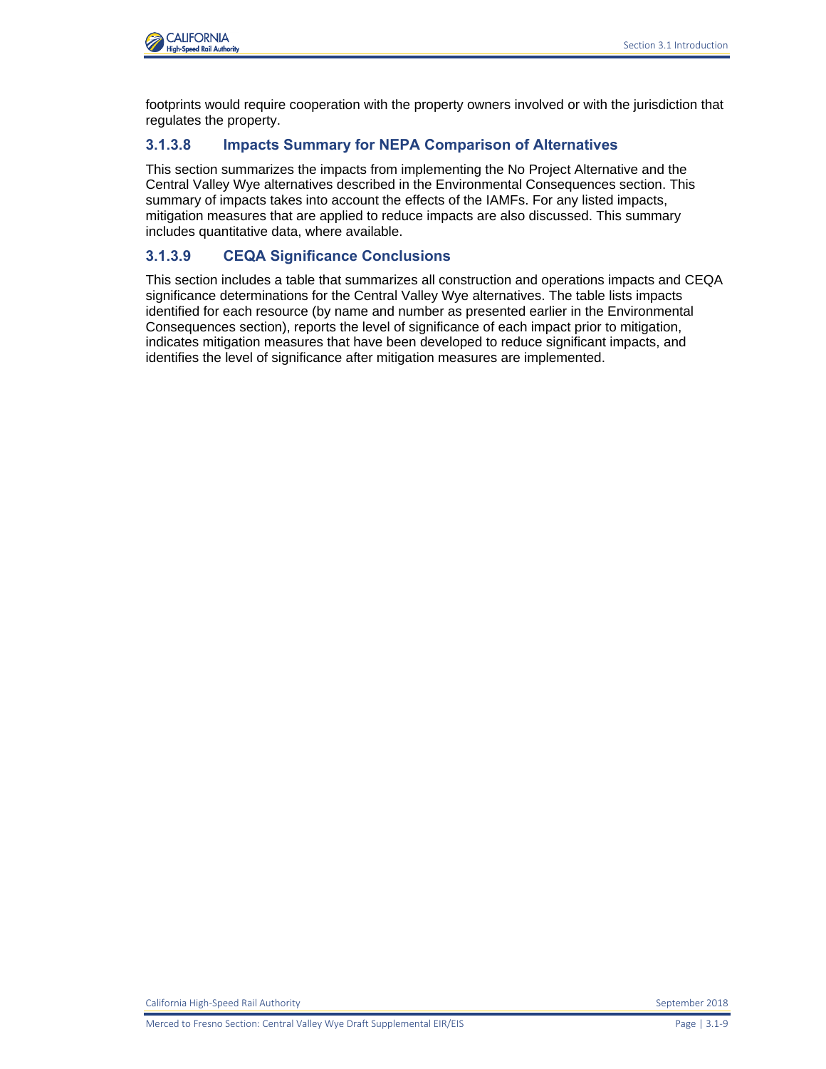footprints would require cooperation with the property owners involved or with the jurisdiction that regulates the property.

### 3.1.3.8 Impacts Summary for NEPA Comparison of Alternatives

This section summarizes the impacts from implementing the No Project Alternative and the Central Valley Wye alternatives described in the Environmental Consequences section. This summary of impacts takes into account the effects of the IAMFs. For any listed impacts, mitigation measures that are applied to reduce impacts are also discussed. This summary includes quantitative data, where available.

### 3.1.3.9 CEQA Significance Conclusions

This section includes a table that summarizes all construction and operations impacts and CEQA significance determinations for the Central Valley Wye alternatives. The table lists impacts identified for each resource (by name and number as presented earlier in the Environmental Consequences section), reports the level of significance of each impact prior to mitigation, indicates mitigation measures that have been developed to reduce significant impacts, and identifies the level of significance after mitigation measures are implemented.